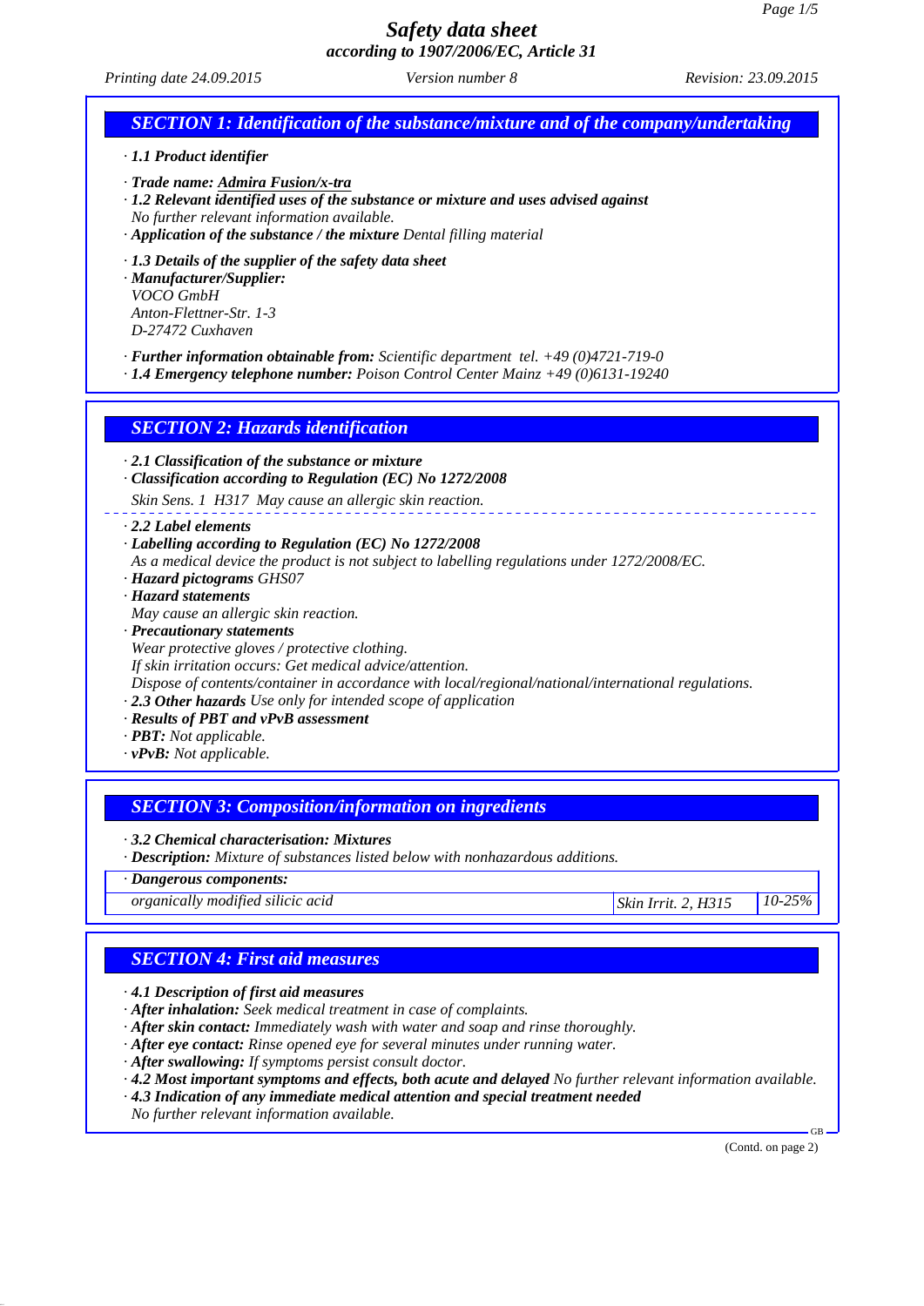# Safety data sheet

**according to 1907/2006/EC, Article 31**

*Printing date 24.09.2015* *Version number 8* *Revision: 23.09.2015*

## SECTION 1: Identification of the substance/mixture and of the company/undertaking

· **1.1 Product identifier**

· **Trade name: Admira Fusion/x-tra**

· **1.2 Relevant identified uses of the substance or mixture and uses advised against**
No further relevant information available.

· **Application of the substance / the mixture** Dental filling material

· **1.3 Details of the supplier of the safety data sheet**

· **Manufacturer/Supplier:**
VOCO GmbH
Anton-Flettner-Str. 1-3
D-27472 Cuxhaven

· **Further information obtainable from:** Scientific department tel. +49 (0)4721-719-0

· **1.4 Emergency telephone number:** Poison Control Center Mainz +49 (0)6131-19240

## SECTION 2: Hazards identification

· **2.1 Classification of the substance or mixture**

· **Classification according to Regulation (EC) No 1272/2008**

Skin Sens. 1 H317 May cause an allergic skin reaction.

· **2.2 Label elements**

· **Labelling according to Regulation (EC) No 1272/2008**
As a medical device the product is not subject to labelling regulations under 1272/2008/EC.

· **Hazard pictograms** GHS07

· **Hazard statements**
May cause an allergic skin reaction.

· **Precautionary statements**
Wear protective gloves / protective clothing.
If skin irritation occurs: Get medical advice/attention.
Dispose of contents/container in accordance with local/regional/national/international regulations.

· **2.3 Other hazards** Use only for intended scope of application

· **Results of PBT and vPvB assessment**

· **PBT:** Not applicable.

· **vPvB:** Not applicable.

## SECTION 3: Composition/information on ingredients

· **3.2 Chemical characterisation: Mixtures**

· **Description:** Mixture of substances listed below with nonhazardous additions.

| · Dangerous components: | | |
|---|---|---|
| organically modified silicic acid | Skin Irrit. 2, H315 | 10-25% |

## SECTION 4: First aid measures

· **4.1 Description of first aid measures**

· **After inhalation:** Seek medical treatment in case of complaints.

· **After skin contact:** Immediately wash with water and soap and rinse thoroughly.

· **After eye contact:** Rinse opened eye for several minutes under running water.

· **After swallowing:** If symptoms persist consult doctor.

· **4.2 Most important symptoms and effects, both acute and delayed** No further relevant information available.

· **4.3 Indication of any immediate medical attention and special treatment needed**
No further relevant information available.

(Contd. on page 2)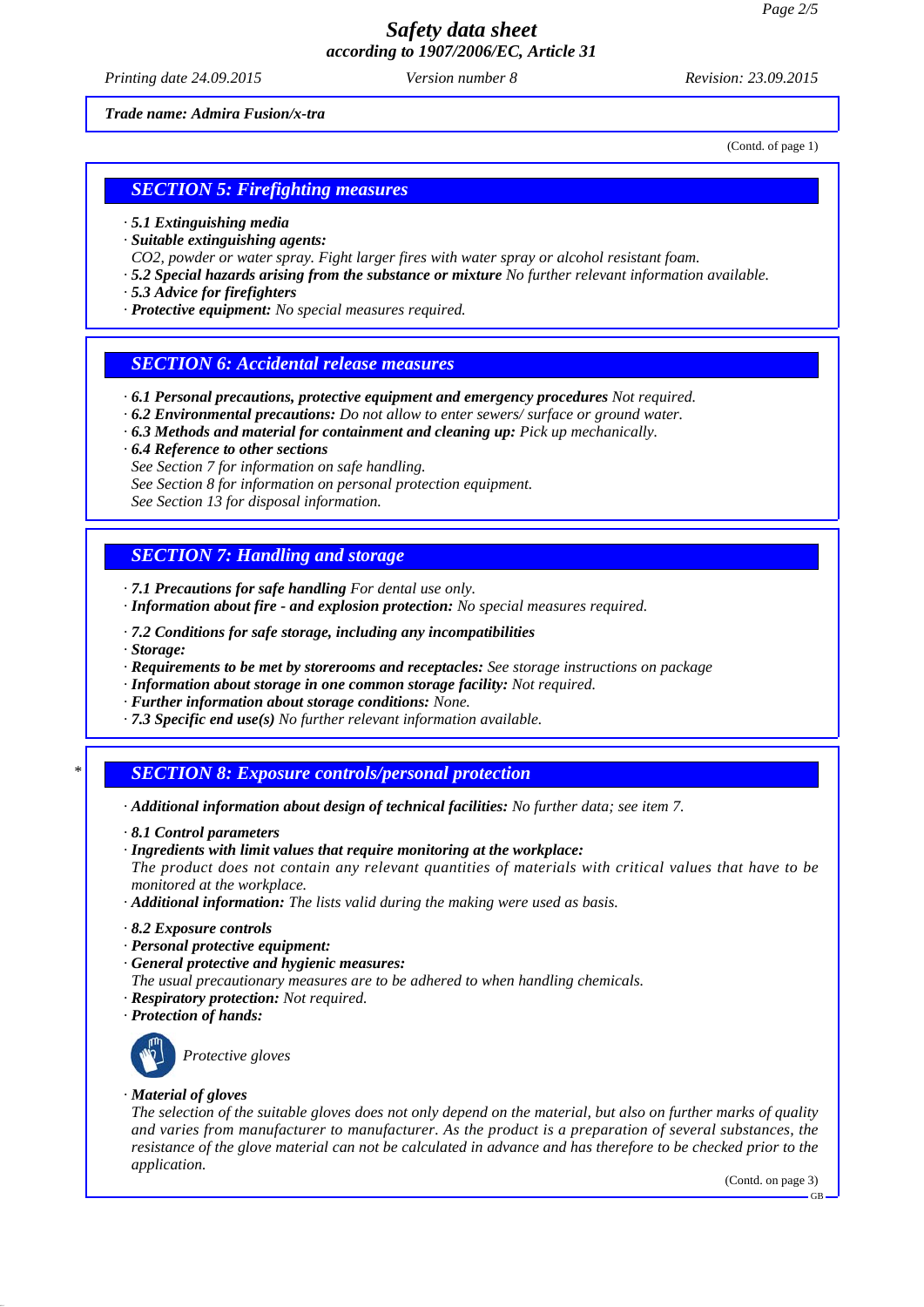*Trade name: Admira Fusion/x-tra*

(Contd. of page 1)

## SECTION 5: Firefighting measures

· **5.1 Extinguishing media**
· **Suitable extinguishing agents:**
$CO_2$, powder or water spray. Fight larger fires with water spray or alcohol resistant foam.
· **5.2 Special hazards arising from the substance or mixture** No further relevant information available.
· **5.3 Advice for firefighters**
· **Protective equipment:** No special measures required.

## SECTION 6: Accidental release measures

· **6.1 Personal precautions, protective equipment and emergency procedures** Not required.
· **6.2 Environmental precautions:** Do not allow to enter sewers/ surface or ground water.
· **6.3 Methods and material for containment and cleaning up:** Pick up mechanically.
· **6.4 Reference to other sections**
See Section 7 for information on safe handling.
See Section 8 for information on personal protection equipment.
See Section 13 for disposal information.

## SECTION 7: Handling and storage

· **7.1 Precautions for safe handling** For dental use only.
· **Information about fire - and explosion protection:** No special measures required.

· **7.2 Conditions for safe storage, including any incompatibilities**
· **Storage:**
· **Requirements to be met by storerooms and receptacles:** See storage instructions on package
· **Information about storage in one common storage facility:** Not required.
· **Further information about storage conditions:** None.
· **7.3 Specific end use(s)** No further relevant information available.

## * SECTION 8: Exposure controls/personal protection

· **Additional information about design of technical facilities:** No further data; see item 7.

· **8.1 Control parameters**
· **Ingredients with limit values that require monitoring at the workplace:**
The product does not contain any relevant quantities of materials with critical values that have to be monitored at the workplace.
· **Additional information:** The lists valid during the making were used as basis.

· **8.2 Exposure controls**
· **Personal protective equipment:**
· **General protective and hygienic measures:**
The usual precautionary measures are to be adhered to when handling chemicals.
· **Respiratory protection:** Not required.
· **Protection of hands:**

Protective gloves

· **Material of gloves**
The selection of the suitable gloves does not only depend on the material, but also on further marks of quality and varies from manufacturer to manufacturer. As the product is a preparation of several substances, the resistance of the glove material can not be calculated in advance and has therefore to be checked prior to the application.

(Contd. on page 3)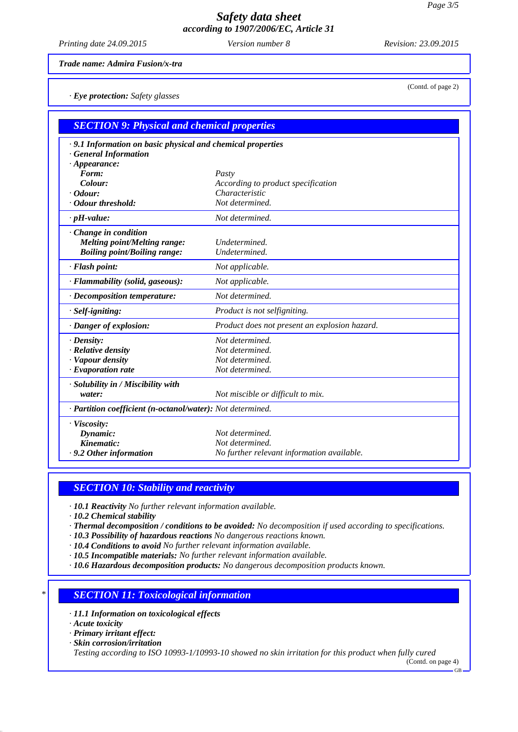**Safety data sheet**
**according to 1907/2006/EC, Article 31**

*Printing date 24.09.2015* *Version number 8* *Revision: 23.09.2015*

**Trade name: Admira Fusion/x-tra**

(Contd. of page 2)

· **Eye protection:** Safety glasses

## SECTION 9: Physical and chemical properties

| · 9.1 Information on basic physical and chemical properties | |
|---|---|
| · **General Information** | |
| · **Appearance:** | |
| **Form:** | Pasty |
| **Colour:** | According to product specification |
| · **Odour:** | Characteristic |
| · **Odour threshold:** | Not determined. |
| · **pH-value:** | Not determined. |
| · **Change in condition** | |
| **Melting point/Melting range:** | Undetermined. |
| **Boiling point/Boiling range:** | Undetermined. |
| · **Flash point:** | Not applicable. |
| · **Flammability (solid, gaseous):** | Not applicable. |
| · **Decomposition temperature:** | Not determined. |
| · **Self-igniting:** | Product is not selfigniting. |
| · **Danger of explosion:** | Product does not present an explosion hazard. |
| · **Density:** | Not determined. |
| · **Relative density** | Not determined. |
| · **Vapour density** | Not determined. |
| · **Evaporation rate** | Not determined. |
| · **Solubility in / Miscibility with water:** | Not miscible or difficult to mix. |
| · **Partition coefficient (n-octanol/water):** | Not determined. |
| · **Viscosity:** | |
| **Dynamic:** | Not determined. |
| **Kinematic:** | Not determined. |
| · **9.2 Other information** | No further relevant information available. |

## SECTION 10: Stability and reactivity

· **10.1 Reactivity** No further relevant information available.
· **10.2 Chemical stability**
· **Thermal decomposition / conditions to be avoided:** No decomposition if used according to specifications.
· **10.3 Possibility of hazardous reactions** No dangerous reactions known.
· **10.4 Conditions to avoid** No further relevant information available.
· **10.5 Incompatible materials:** No further relevant information available.
· **10.6 Hazardous decomposition products:** No dangerous decomposition products known.

## * SECTION 11: Toxicological information

· **11.1 Information on toxicological effects**
· **Acute toxicity**
· **Primary irritant effect:**
· **Skin corrosion/irritation**
Testing according to ISO 10993-1/10993-10 showed no skin irritation for this product when fully cured

(Contd. on page 4)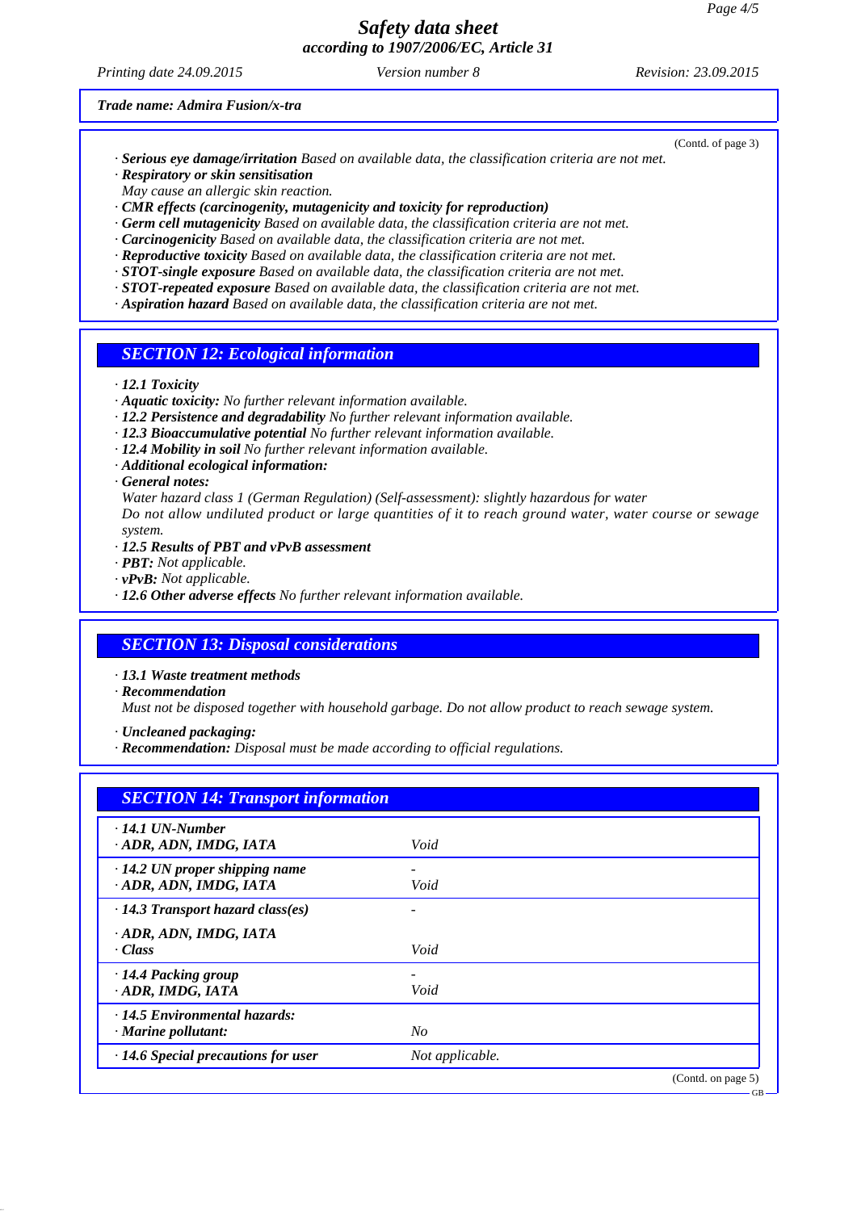Trade name: Admira Fusion/x-tra

(Contd. of page 3)

· **Serious eye damage/irritation** Based on available data, the classification criteria are not met.
· **Respiratory or skin sensitisation**
May cause an allergic skin reaction.
· **CMR effects (carcinogenity, mutagenicity and toxicity for reproduction)**
· **Germ cell mutagenicity** Based on available data, the classification criteria are not met.
· **Carcinogenicity** Based on available data, the classification criteria are not met.
· **Reproductive toxicity** Based on available data, the classification criteria are not met.
· **STOT-single exposure** Based on available data, the classification criteria are not met.
· **STOT-repeated exposure** Based on available data, the classification criteria are not met.
· **Aspiration hazard** Based on available data, the classification criteria are not met.

## SECTION 12: Ecological information

· **12.1 Toxicity**
· **Aquatic toxicity:** No further relevant information available.
· **12.2 Persistence and degradability** No further relevant information available.
· **12.3 Bioaccumulative potential** No further relevant information available.
· **12.4 Mobility in soil** No further relevant information available.
· **Additional ecological information:**
· **General notes:**
Water hazard class 1 (German Regulation) (Self-assessment): slightly hazardous for water
Do not allow undiluted product or large quantities of it to reach ground water, water course or sewage system.
· **12.5 Results of PBT and vPvB assessment**
· **PBT:** Not applicable.
· **vPvB:** Not applicable.
· **12.6 Other adverse effects** No further relevant information available.

## SECTION 13: Disposal considerations

· **13.1 Waste treatment methods**
· **Recommendation**
Must not be disposed together with household garbage. Do not allow product to reach sewage system.

· **Uncleaned packaging:**
· **Recommendation:** Disposal must be made according to official regulations.

## SECTION 14: Transport information

| | |
|---|---|
| · **14.1 UN-Number**<br>· **ADR, ADN, IMDG, IATA** | Void |
| · **14.2 UN proper shipping name**<br>· **ADR, ADN, IMDG, IATA** | -<br>Void |
| · **14.3 Transport hazard class(es)** | - |
| · **ADR, ADN, IMDG, IATA**<br>· **Class** | Void |
| · **14.4 Packing group**<br>· **ADR, IMDG, IATA** | -<br>Void |
| · **14.5 Environmental hazards:**<br>· **Marine pollutant:** | No |
| · **14.6 Special precautions for user** | Not applicable. |

(Contd. on page 5)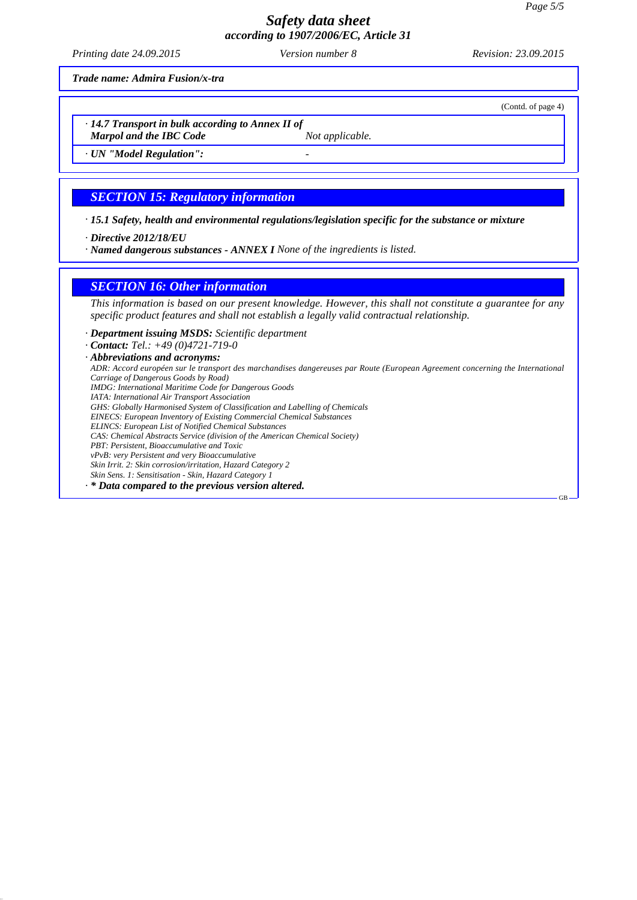Trade name: Admira Fusion/x-tra

(Contd. of page 4)

· **14.7 Transport in bulk according to Annex II of Marpol and the IBC Code** *Not applicable.*

· **UN "Model Regulation":** -

## SECTION 15: Regulatory information

· ***15.1 Safety, health and environmental regulations/legislation specific for the substance or mixture***

· ***Directive 2012/18/EU***

· ***Named dangerous substances - ANNEX I*** *None of the ingredients is listed.*

## SECTION 16: Other information

*This information is based on our present knowledge. However, this shall not constitute a guarantee for any specific product features and shall not establish a legally valid contractual relationship.*

· ***Department issuing MSDS:*** *Scientific department*

· ***Contact:*** *Tel.: +49 (0)4721-719-0*

· ***Abbreviations and acronyms:***

*ADR: Accord européen sur le transport des marchandises dangereuses par Route (European Agreement concerning the International Carriage of Dangerous Goods by Road)*
*IMDG: International Maritime Code for Dangerous Goods*
*IATA: International Air Transport Association*
*GHS: Globally Harmonised System of Classification and Labelling of Chemicals*
*EINECS: European Inventory of Existing Commercial Chemical Substances*
*ELINCS: European List of Notified Chemical Substances*
*CAS: Chemical Abstracts Service (division of the American Chemical Society)*
*PBT: Persistent, Bioaccumulative and Toxic*
*vPvB: very Persistent and very Bioaccumulative*
*Skin Irrit. 2: Skin corrosion/irritation, Hazard Category 2*
*Skin Sens. 1: Sensitisation - Skin, Hazard Category 1*

· ***\* Data compared to the previous version altered.***

GB